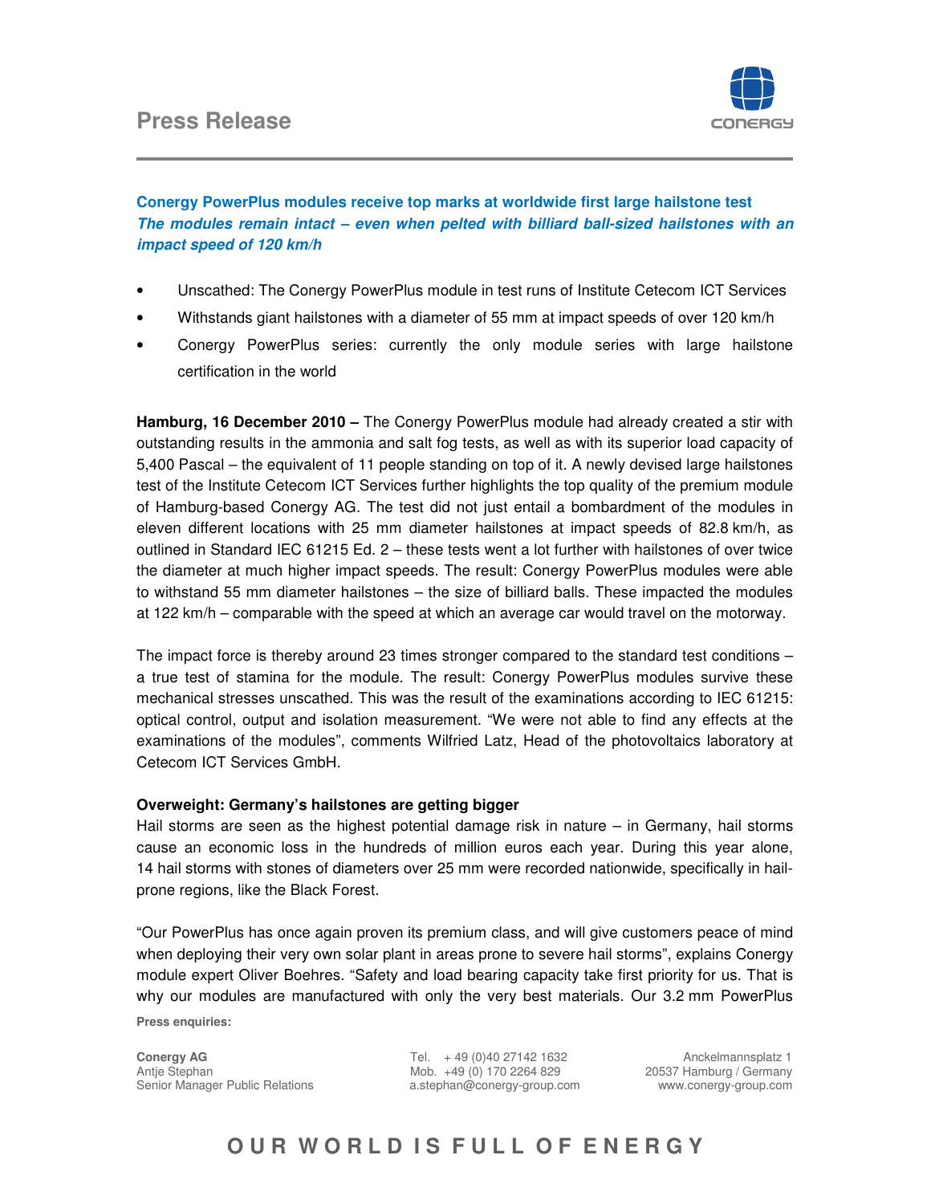# Press Release

## Conergy PowerPlus modules receive top marks at worldwide first large hailstone test

***The modules remain intact – even when pelted with billiard ball-sized hailstones with an impact speed of 120 km/h***

- Unscathed: The Conergy PowerPlus module in test runs of Institute Cetecom ICT Services
- Withstands giant hailstones with a diameter of 55 mm at impact speeds of over 120 km/h
- Conergy PowerPlus series: currently the only module series with large hailstone certification in the world

**Hamburg, 16 December 2010 –** The Conergy PowerPlus module had already created a stir with outstanding results in the ammonia and salt fog tests, as well as with its superior load capacity of 5,400 Pascal – the equivalent of 11 people standing on top of it. A newly devised large hailstones test of the Institute Cetecom ICT Services further highlights the top quality of the premium module of Hamburg-based Conergy AG. The test did not just entail a bombardment of the modules in eleven different locations with 25 mm diameter hailstones at impact speeds of 82.8 km/h, as outlined in Standard IEC 61215 Ed. 2 – these tests went a lot further with hailstones of over twice the diameter at much higher impact speeds. The result: Conergy PowerPlus modules were able to withstand 55 mm diameter hailstones – the size of billiard balls. These impacted the modules at 122 km/h – comparable with the speed at which an average car would travel on the motorway.

The impact force is thereby around 23 times stronger compared to the standard test conditions – a true test of stamina for the module. The result: Conergy PowerPlus modules survive these mechanical stresses unscathed. This was the result of the examinations according to IEC 61215: optical control, output and isolation measurement. “We were not able to find any effects at the examinations of the modules”, comments Wilfried Latz, Head of the photovoltaics laboratory at Cetecom ICT Services GmbH.

**Overweight: Germany’s hailstones are getting bigger**

Hail storms are seen as the highest potential damage risk in nature – in Germany, hail storms cause an economic loss in the hundreds of million euros each year. During this year alone, 14 hail storms with stones of diameters over 25 mm were recorded nationwide, specifically in hail-prone regions, like the Black Forest.

“Our PowerPlus has once again proven its premium class, and will give customers peace of mind when deploying their very own solar plant in areas prone to severe hail storms”, explains Conergy module expert Oliver Boehres. “Safety and load bearing capacity take first priority for us. That is why our modules are manufactured with only the very best materials. Our 3.2 mm PowerPlus

**Press enquiries:**

**Conergy AG**
Antje Stephan
Senior Manager Public Relations

Tel. + 49 (0)40 27142 1632
Mob. +49 (0) 170 2264 829
a.stephan@conergy-group.com

Anckelmannsplatz 1
20537 Hamburg / Germany
www.conergy-group.com

OUR WORLD IS FULL OF ENERGY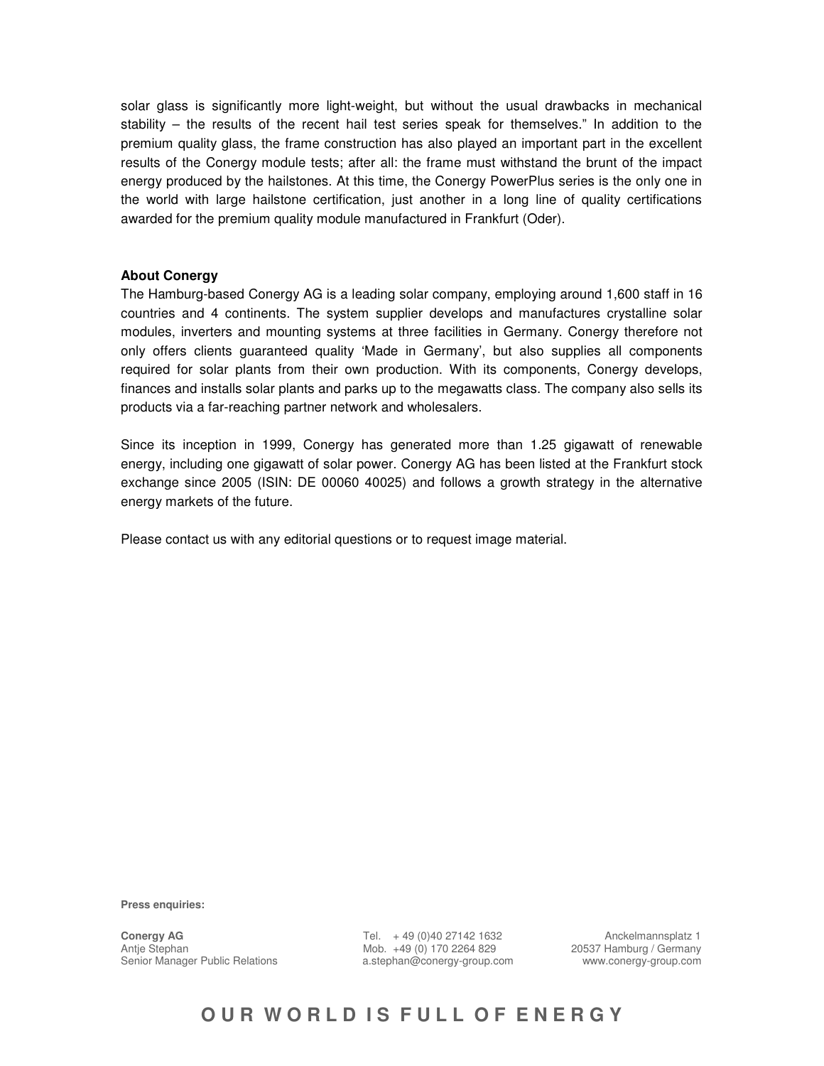solar glass is significantly more light-weight, but without the usual drawbacks in mechanical stability – the results of the recent hail test series speak for themselves." In addition to the premium quality glass, the frame construction has also played an important part in the excellent results of the Conergy module tests; after all: the frame must withstand the brunt of the impact energy produced by the hailstones. At this time, the Conergy PowerPlus series is the only one in the world with large hailstone certification, just another in a long line of quality certifications awarded for the premium quality module manufactured in Frankfurt (Oder).

**About Conergy**

The Hamburg-based Conergy AG is a leading solar company, employing around 1,600 staff in 16 countries and 4 continents. The system supplier develops and manufactures crystalline solar modules, inverters and mounting systems at three facilities in Germany. Conergy therefore not only offers clients guaranteed quality 'Made in Germany', but also supplies all components required for solar plants from their own production. With its components, Conergy develops, finances and installs solar plants and parks up to the megawatts class. The company also sells its products via a far-reaching partner network and wholesalers.

Since its inception in 1999, Conergy has generated more than 1.25 gigawatt of renewable energy, including one gigawatt of solar power. Conergy AG has been listed at the Frankfurt stock exchange since 2005 (ISIN: DE 00060 40025) and follows a growth strategy in the alternative energy markets of the future.

Please contact us with any editorial questions or to request image material.

**Press enquiries:**

**Conergy AG**
Antje Stephan
Senior Manager Public Relations

Tel. + 49 (0)40 27142 1632
Mob. +49 (0) 170 2264 829
a.stephan@conergy-group.com

Anckelmannsplatz 1
20537 Hamburg / Germany
www.conergy-group.com

**OUR WORLD IS FULL OF ENERGY**